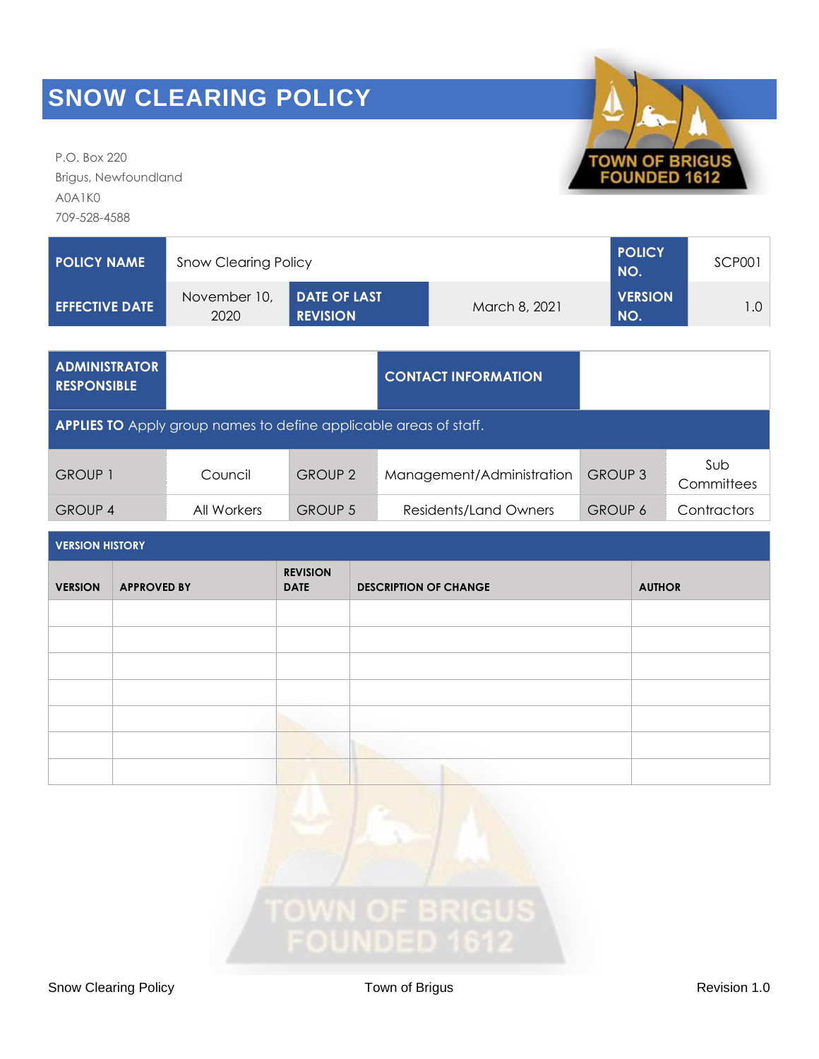# SNOW CLEARING POLICY

P.O. Box 220
Brigus, Newfoundland
A0A1K0
709-528-4588

| **POLICY NAME** | Snow Clearing Policy | | | **POLICY NO.** | SCP001 |
|---|---|---|---|---|---|
| **EFFECTIVE DATE** | November 10, 2020 | **DATE OF LAST REVISION** | March 8, 2021 | **VERSION NO.** | 1.0 |

| **ADMINISTRATOR RESPONSIBLE** | | | **CONTACT INFORMATION** | | |
|---|---|---|---|---|---|
| **APPLIES TO** Apply group names to define applicable areas of staff. | | | | | |
| GROUP 1 | Council | GROUP 2 | Management/Administration | GROUP 3 | Sub Committees |
| GROUP 4 | All Workers | GROUP 5 | Residents/Land Owners | GROUP 6 | Contractors |

**VERSION HISTORY**

| VERSION | APPROVED BY | REVISION DATE | DESCRIPTION OF CHANGE | AUTHOR |
|---|---|---|---|---|
| | | | | |
| | | | | |
| | | | | |
| | | | | |
| | | | | |
| | | | | |
| | | | | |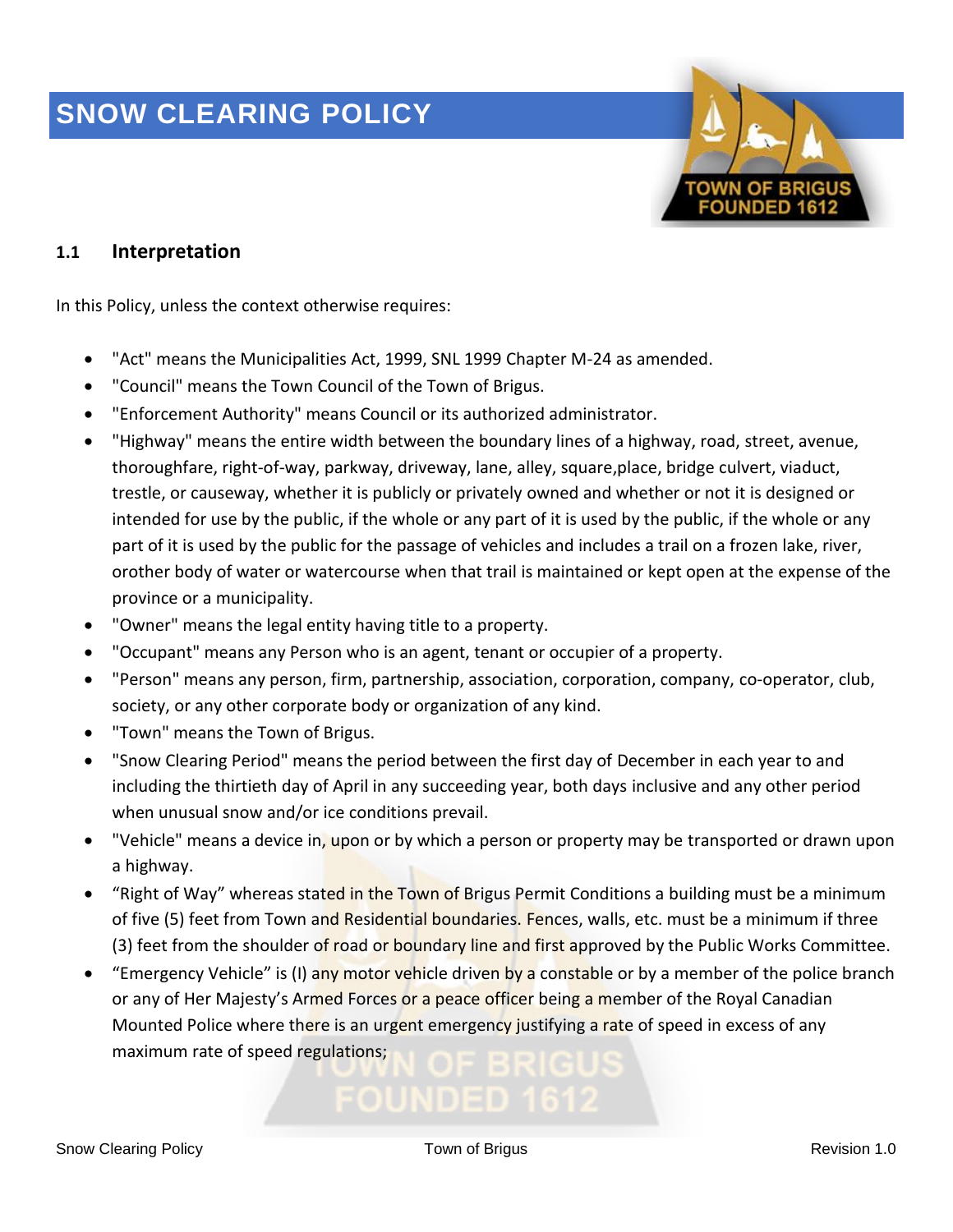# SNOW CLEARING POLICY

## 1.1 Interpretation

In this Policy, unless the context otherwise requires:

- "Act" means the Municipalities Act, 1999, SNL 1999 Chapter M-24 as amended.
- "Council" means the Town Council of the Town of Brigus.
- "Enforcement Authority" means Council or its authorized administrator.
- "Highway" means the entire width between the boundary lines of a highway, road, street, avenue, thoroughfare, right-of-way, parkway, driveway, lane, alley, square,place, bridge culvert, viaduct, trestle, or causeway, whether it is publicly or privately owned and whether or not it is designed or intended for use by the public, if the whole or any part of it is used by the public, if the whole or any part of it is used by the public for the passage of vehicles and includes a trail on a frozen lake, river, orother body of water or watercourse when that trail is maintained or kept open at the expense of the province or a municipality.
- "Owner" means the legal entity having title to a property.
- "Occupant" means any Person who is an agent, tenant or occupier of a property.
- "Person" means any person, firm, partnership, association, corporation, company, co-operator, club, society, or any other corporate body or organization of any kind.
- "Town" means the Town of Brigus.
- "Snow Clearing Period" means the period between the first day of December in each year to and including the thirtieth day of April in any succeeding year, both days inclusive and any other period when unusual snow and/or ice conditions prevail.
- "Vehicle" means a device in, upon or by which a person or property may be transported or drawn upon a highway.
- "Right of Way" whereas stated in the Town of Brigus Permit Conditions a building must be a minimum of five (5) feet from Town and Residential boundaries. Fences, walls, etc. must be a minimum if three (3) feet from the shoulder of road or boundary line and first approved by the Public Works Committee.
- "Emergency Vehicle" is (I) any motor vehicle driven by a constable or by a member of the police branch or any of Her Majesty's Armed Forces or a peace officer being a member of the Royal Canadian Mounted Police where there is an urgent emergency justifying a rate of speed in excess of any maximum rate of speed regulations;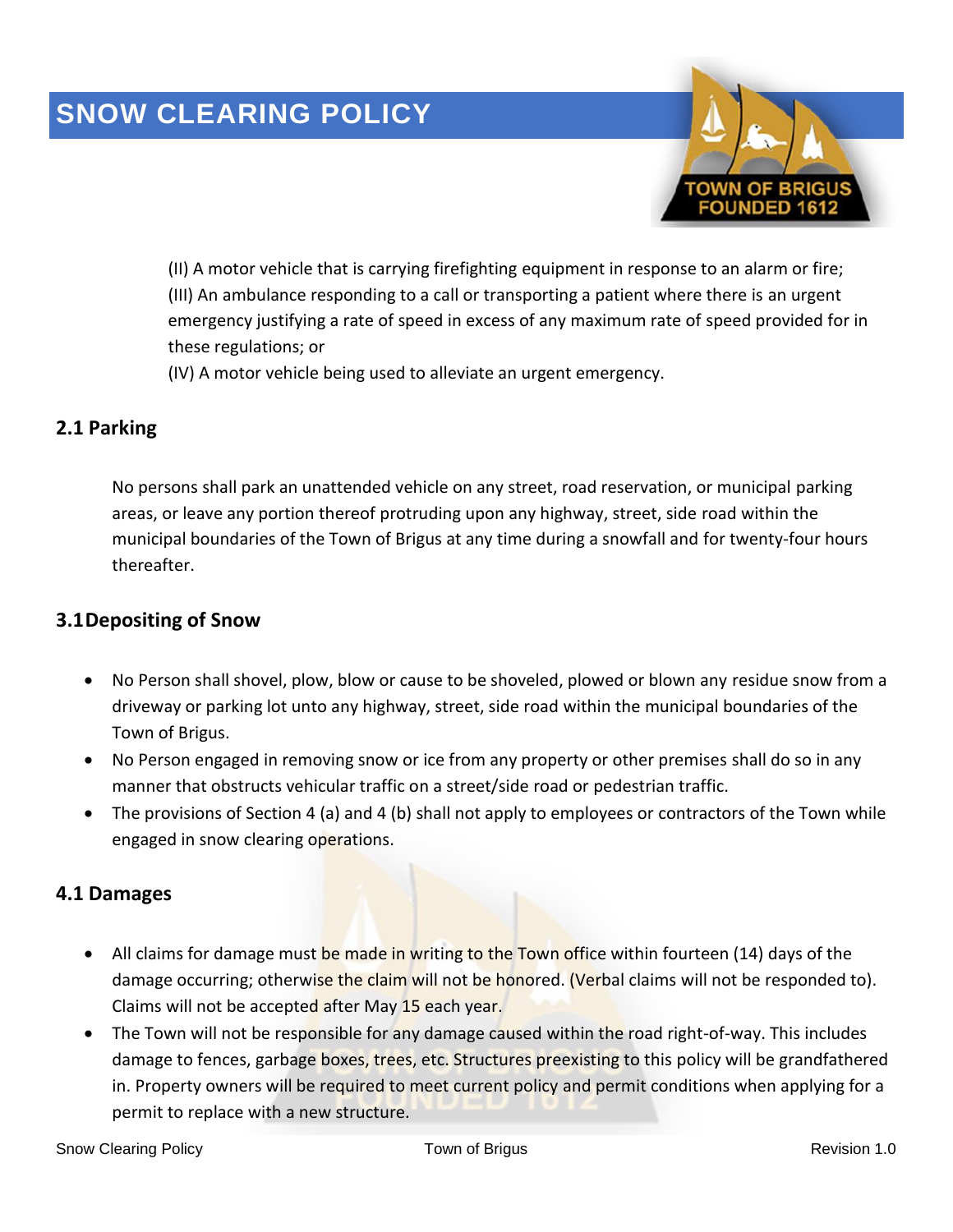(II) A motor vehicle that is carrying firefighting equipment in response to an alarm or fire;
(III) An ambulance responding to a call or transporting a patient where there is an urgent emergency justifying a rate of speed in excess of any maximum rate of speed provided for in these regulations; or
(IV) A motor vehicle being used to alleviate an urgent emergency.

## 2.1 Parking

No persons shall park an unattended vehicle on any street, road reservation, or municipal parking areas, or leave any portion thereof protruding upon any highway, street, side road within the municipal boundaries of the Town of Brigus at any time during a snowfall and for twenty-four hours thereafter.

## 3.1 Depositing of Snow

- No Person shall shovel, plow, blow or cause to be shoveled, plowed or blown any residue snow from a driveway or parking lot unto any highway, street, side road within the municipal boundaries of the Town of Brigus.
- No Person engaged in removing snow or ice from any property or other premises shall do so in any manner that obstructs vehicular traffic on a street/side road or pedestrian traffic.
- The provisions of Section 4 (a) and 4 (b) shall not apply to employees or contractors of the Town while engaged in snow clearing operations.

## 4.1 Damages

- All claims for damage must be made in writing to the Town office within fourteen (14) days of the damage occurring; otherwise the claim will not be honored. (Verbal claims will not be responded to). Claims will not be accepted after May 15 each year.
- The Town will not be responsible for any damage caused within the road right-of-way. This includes damage to fences, garbage boxes, trees, etc. Structures preexisting to this policy will be grandfathered in. Property owners will be required to meet current policy and permit conditions when applying for a permit to replace with a new structure.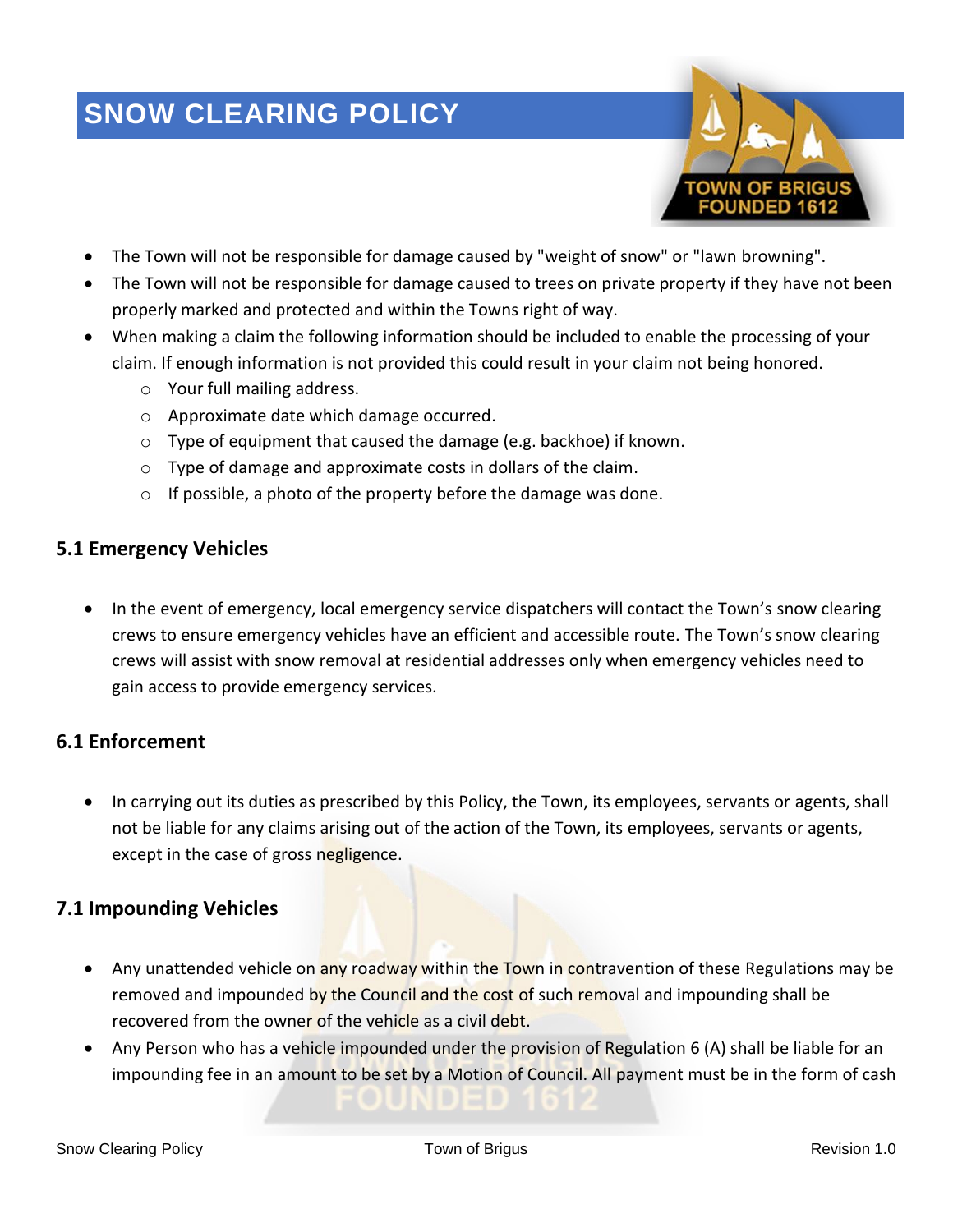# SNOW CLEARING POLICY

- The Town will not be responsible for damage caused by "weight of snow" or "lawn browning".
- The Town will not be responsible for damage caused to trees on private property if they have not been properly marked and protected and within the Towns right of way.
- When making a claim the following information should be included to enable the processing of your claim. If enough information is not provided this could result in your claim not being honored.
  - Your full mailing address.
  - Approximate date which damage occurred.
  - Type of equipment that caused the damage (e.g. backhoe) if known.
  - Type of damage and approximate costs in dollars of the claim.
  - If possible, a photo of the property before the damage was done.

### 5.1 Emergency Vehicles

- In the event of emergency, local emergency service dispatchers will contact the Town's snow clearing crews to ensure emergency vehicles have an efficient and accessible route. The Town's snow clearing crews will assist with snow removal at residential addresses only when emergency vehicles need to gain access to provide emergency services.

### 6.1 Enforcement

- In carrying out its duties as prescribed by this Policy, the Town, its employees, servants or agents, shall not be liable for any claims arising out of the action of the Town, its employees, servants or agents, except in the case of gross negligence.

### 7.1 Impounding Vehicles

- Any unattended vehicle on any roadway within the Town in contravention of these Regulations may be removed and impounded by the Council and the cost of such removal and impounding shall be recovered from the owner of the vehicle as a civil debt.
- Any Person who has a vehicle impounded under the provision of Regulation 6 (A) shall be liable for an impounding fee in an amount to be set by a Motion of Council. All payment must be in the form of cash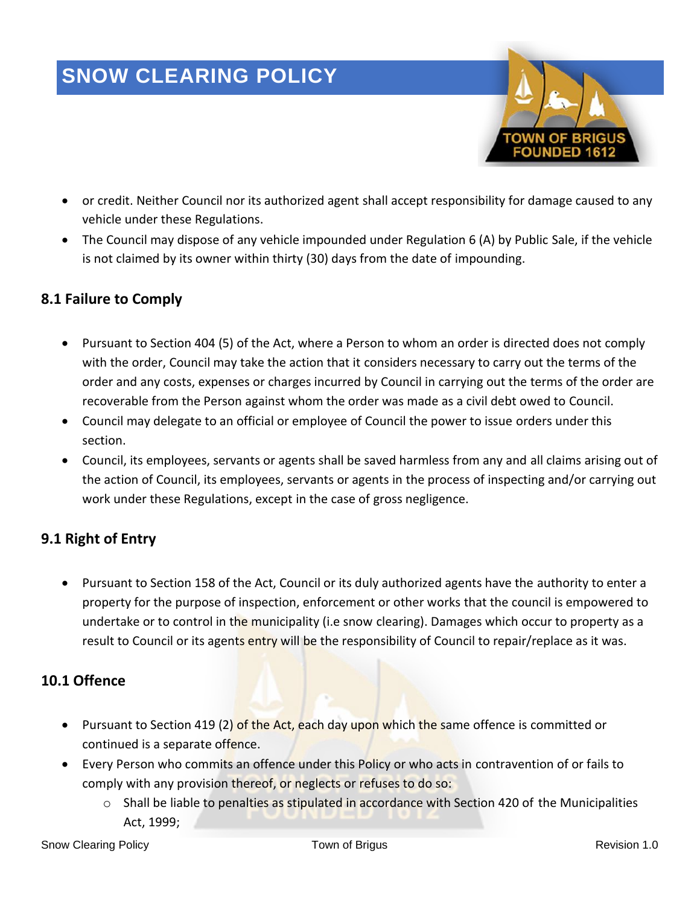- or credit. Neither Council nor its authorized agent shall accept responsibility for damage caused to any vehicle under these Regulations.
- The Council may dispose of any vehicle impounded under Regulation 6 (A) by Public Sale, if the vehicle is not claimed by its owner within thirty (30) days from the date of impounding.

## 8.1 Failure to Comply

- Pursuant to Section 404 (5) of the Act, where a Person to whom an order is directed does not comply with the order, Council may take the action that it considers necessary to carry out the terms of the order and any costs, expenses or charges incurred by Council in carrying out the terms of the order are recoverable from the Person against whom the order was made as a civil debt owed to Council.
- Council may delegate to an official or employee of Council the power to issue orders under this section.
- Council, its employees, servants or agents shall be saved harmless from any and all claims arising out of the action of Council, its employees, servants or agents in the process of inspecting and/or carrying out work under these Regulations, except in the case of gross negligence.

## 9.1 Right of Entry

- Pursuant to Section 158 of the Act, Council or its duly authorized agents have the authority to enter a property for the purpose of inspection, enforcement or other works that the council is empowered to undertake or to control in the municipality (i.e snow clearing). Damages which occur to property as a result to Council or its agents entry will be the responsibility of Council to repair/replace as it was.

## 10.1 Offence

- Pursuant to Section 419 (2) of the Act, each day upon which the same offence is committed or continued is a separate offence.
- Every Person who commits an offence under this Policy or who acts in contravention of or fails to comply with any provision thereof, or neglects or refuses to do so:
  - Shall be liable to penalties as stipulated in accordance with Section 420 of the Municipalities Act, 1999;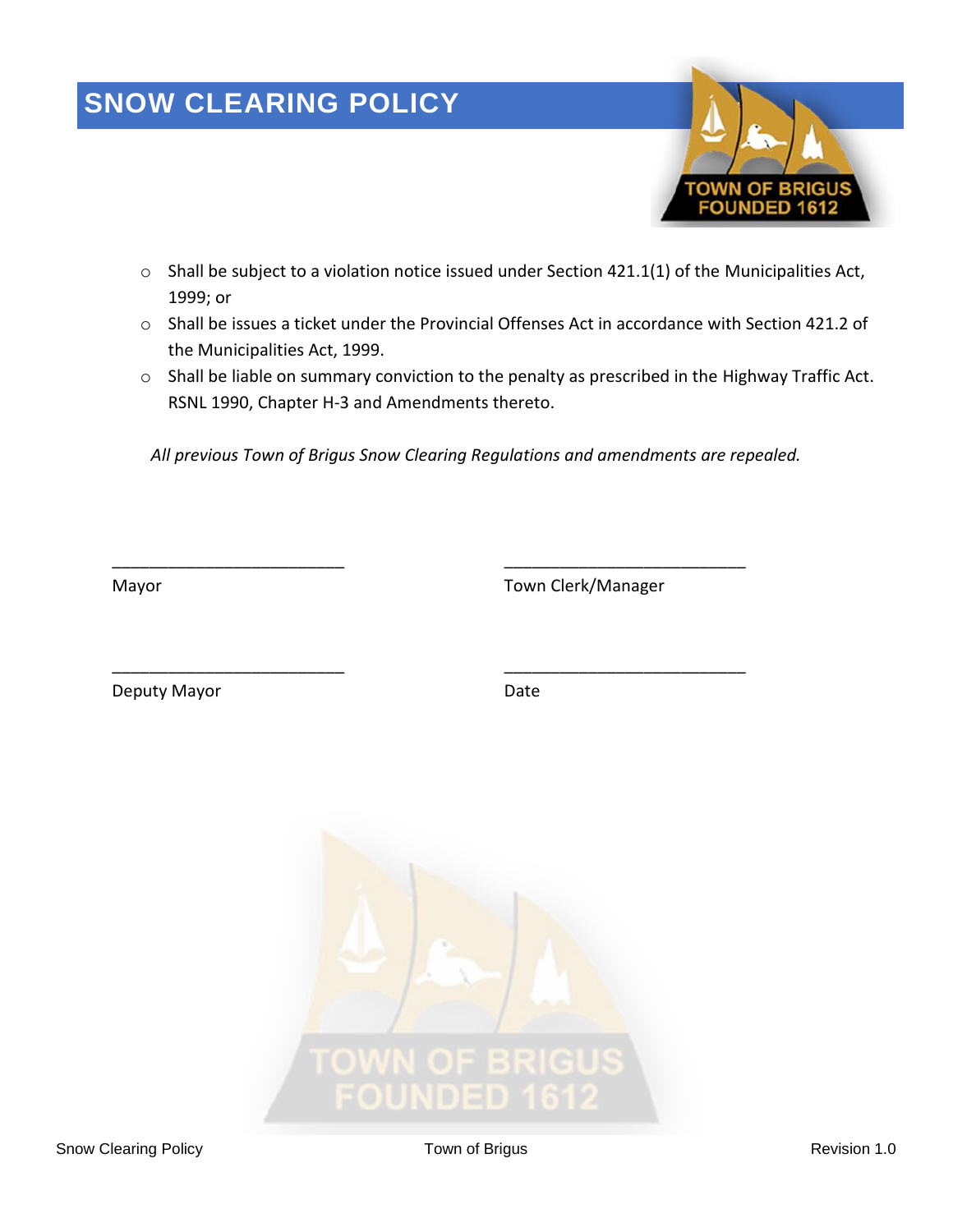# SNOW CLEARING POLICY

- Shall be subject to a violation notice issued under Section 421.1(1) of the Municipalities Act, 1999; or
- Shall be issues a ticket under the Provincial Offenses Act in accordance with Section 421.2 of the Municipalities Act, 1999.
- Shall be liable on summary conviction to the penalty as prescribed in the Highway Traffic Act. RSNL 1990, Chapter H-3 and Amendments thereto.

*All previous Town of Brigus Snow Clearing Regulations and amendments are repealed.*

\_\_\_\_\_\_\_\_\_\_\_\_\_\_\_\_\_\_\_\_\_\_\_\_\_\_
Mayor

\_\_\_\_\_\_\_\_\_\_\_\_\_\_\_\_\_\_\_\_\_\_\_\_\_\_
Town Clerk/Manager

\_\_\_\_\_\_\_\_\_\_\_\_\_\_\_\_\_\_\_\_\_\_\_\_\_\_
Deputy Mayor

\_\_\_\_\_\_\_\_\_\_\_\_\_\_\_\_\_\_\_\_\_\_\_\_\_\_
Date